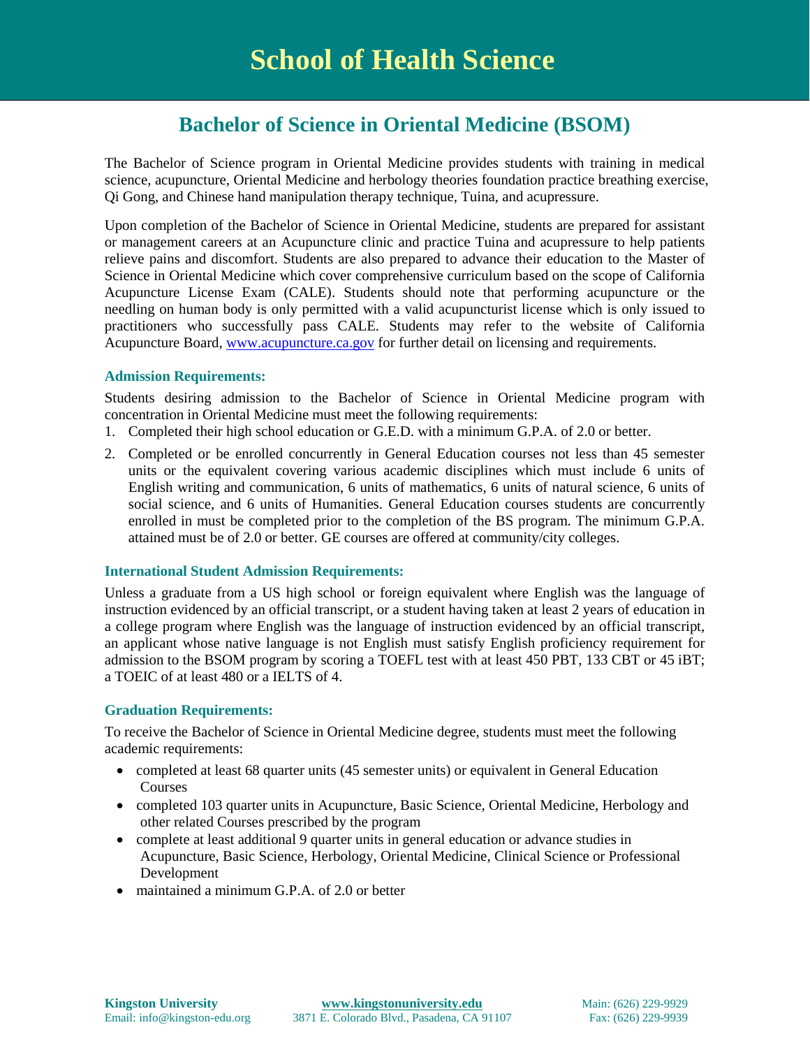# School of Health Science

## Bachelor of Science in Oriental Medicine (BSOM)

The Bachelor of Science program in Oriental Medicine provides students with training in medical science, acupuncture, Oriental Medicine and herbology theories foundation practice breathing exercise, Qi Gong, and Chinese hand manipulation therapy technique, Tuina, and acupressure.

Upon completion of the Bachelor of Science in Oriental Medicine, students are prepared for assistant or management careers at an Acupuncture clinic and practice Tuina and acupressure to help patients relieve pains and discomfort. Students are also prepared to advance their education to the Master of Science in Oriental Medicine which cover comprehensive curriculum based on the scope of California Acupuncture License Exam (CALE). Students should note that performing acupuncture or the needling on human body is only permitted with a valid acupuncturist license which is only issued to practitioners who successfully pass CALE. Students may refer to the website of California Acupuncture Board, www.acupuncture.ca.gov for further detail on licensing and requirements.

### Admission Requirements:

Students desiring admission to the Bachelor of Science in Oriental Medicine program with concentration in Oriental Medicine must meet the following requirements:

1. Completed their high school education or G.E.D. with a minimum G.P.A. of 2.0 or better.
2. Completed or be enrolled concurrently in General Education courses not less than 45 semester units or the equivalent covering various academic disciplines which must include 6 units of English writing and communication, 6 units of mathematics, 6 units of natural science, 6 units of social science, and 6 units of Humanities. General Education courses students are concurrently enrolled in must be completed prior to the completion of the BS program. The minimum G.P.A. attained must be of 2.0 or better. GE courses are offered at community/city colleges.

### International Student Admission Requirements:

Unless a graduate from a US high school or foreign equivalent where English was the language of instruction evidenced by an official transcript, or a student having taken at least 2 years of education in a college program where English was the language of instruction evidenced by an official transcript, an applicant whose native language is not English must satisfy English proficiency requirement for admission to the BSOM program by scoring a TOEFL test with at least 450 PBT, 133 CBT or 45 iBT; a TOEIC of at least 480 or a IELTS of 4.

### Graduation Requirements:

To receive the Bachelor of Science in Oriental Medicine degree, students must meet the following academic requirements:

- completed at least 68 quarter units (45 semester units) or equivalent in General Education Courses
- completed 103 quarter units in Acupuncture, Basic Science, Oriental Medicine, Herbology and other related Courses prescribed by the program
- complete at least additional 9 quarter units in general education or advance studies in Acupuncture, Basic Science, Herbology, Oriental Medicine, Clinical Science or Professional Development
- maintained a minimum G.P.A. of 2.0 or better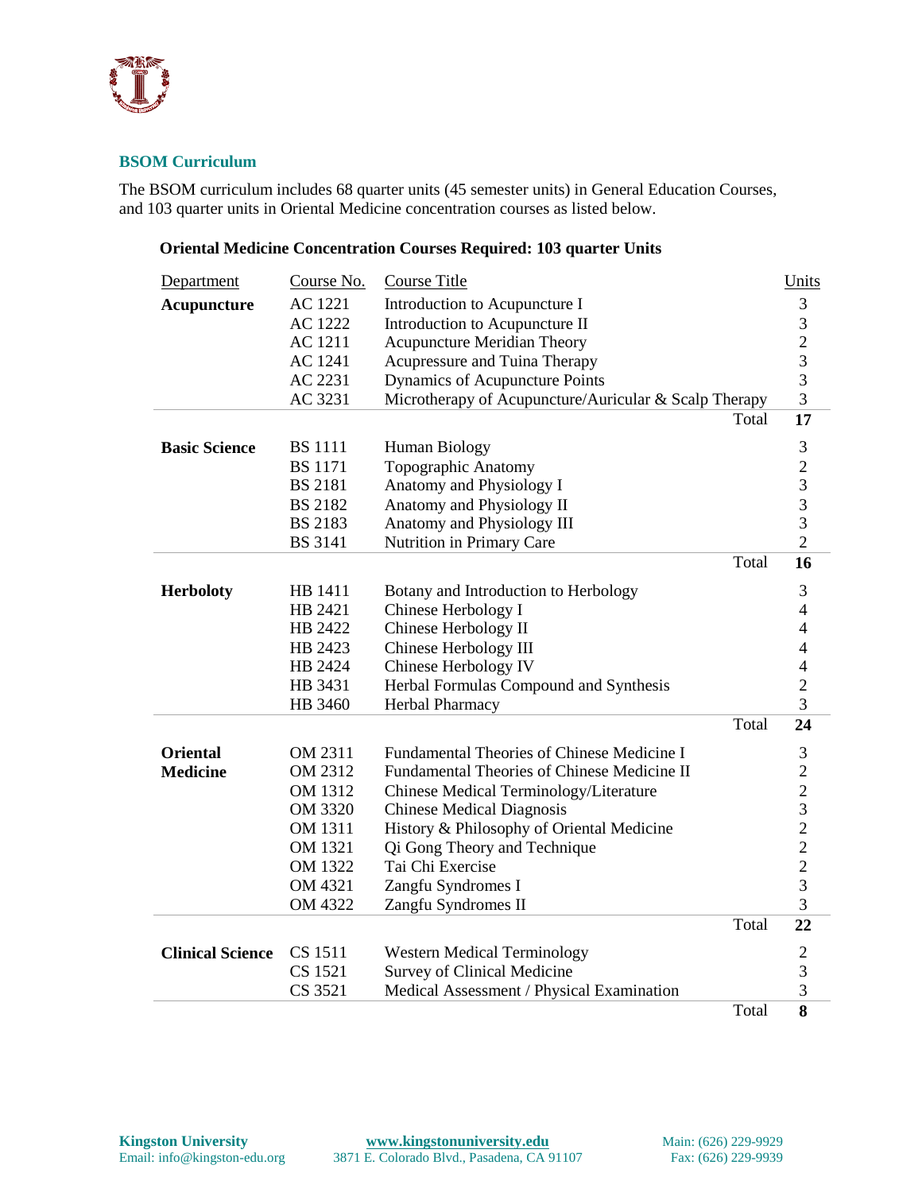### BSOM Curriculum

The BSOM curriculum includes 68 quarter units (45 semester units) in General Education Courses, and 103 quarter units in Oriental Medicine concentration courses as listed below.

**Oriental Medicine Concentration Courses Required: 103 quarter Units**

| Department | Course No. | Course Title | Units |
|---|---|---|---|
| **Acupuncture** | AC 1221 | Introduction to Acupuncture I | 3 |
| | AC 1222 | Introduction to Acupuncture II | 3 |
| | AC 1211 | Acupuncture Meridian Theory | 2 |
| | AC 1241 | Acupressure and Tuina Therapy | 3 |
| | AC 2231 | Dynamics of Acupuncture Points | 3 |
| | AC 3231 | Microtherapy of Acupuncture/Auricular & Scalp Therapy | 3 |
| | | Total | **17** |
| **Basic Science** | BS 1111 | Human Biology | 3 |
| | BS 1171 | Topographic Anatomy | 2 |
| | BS 2181 | Anatomy and Physiology I | 3 |
| | BS 2182 | Anatomy and Physiology II | 3 |
| | BS 2183 | Anatomy and Physiology III | 3 |
| | BS 3141 | Nutrition in Primary Care | 2 |
| | | Total | **16** |
| **Herboloty** | HB 1411 | Botany and Introduction to Herbology | 3 |
| | HB 2421 | Chinese Herbology I | 4 |
| | HB 2422 | Chinese Herbology II | 4 |
| | HB 2423 | Chinese Herbology III | 4 |
| | HB 2424 | Chinese Herbology IV | 4 |
| | HB 3431 | Herbal Formulas Compound and Synthesis | 2 |
| | HB 3460 | Herbal Pharmacy | 3 |
| | | Total | **24** |
| **Oriental Medicine** | OM 2311 | Fundamental Theories of Chinese Medicine I | 3 |
| | OM 2312 | Fundamental Theories of Chinese Medicine II | 2 |
| | OM 1312 | Chinese Medical Terminology/Literature | 2 |
| | OM 3320 | Chinese Medical Diagnosis | 3 |
| | OM 1311 | History & Philosophy of Oriental Medicine | 2 |
| | OM 1321 | Qi Gong Theory and Technique | 2 |
| | OM 1322 | Tai Chi Exercise | 2 |
| | OM 4321 | Zangfu Syndromes I | 3 |
| | OM 4322 | Zangfu Syndromes II | 3 |
| | | Total | **22** |
| **Clinical Science** | CS 1511 | Western Medical Terminology | 2 |
| | CS 1521 | Survey of Clinical Medicine | 3 |
| | CS 3521 | Medical Assessment / Physical Examination | 3 |
| | | Total | **8** |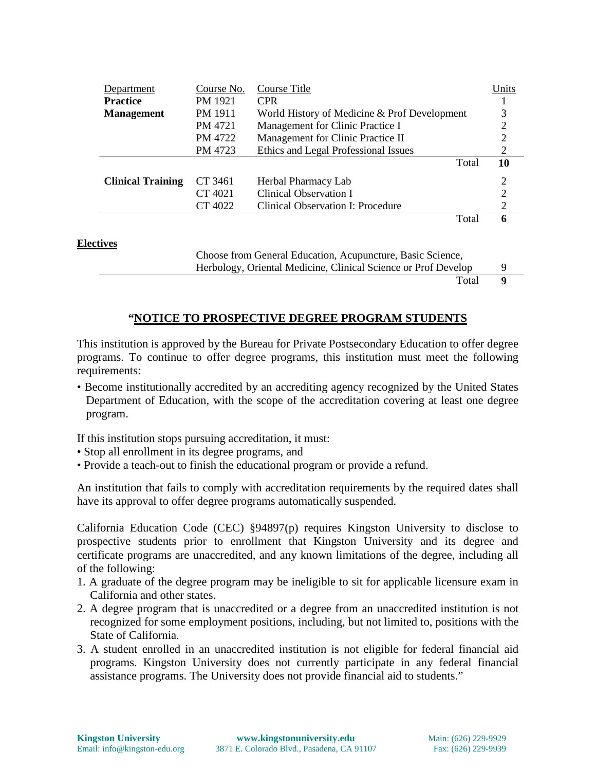| Department | Course No. | Course Title | Units |
|---|---|---|---|
| **Practice Management** | PM 1921 | CPR | 1 |
| | PM 1911 | World History of Medicine & Prof Development | 3 |
| | PM 4721 | Management for Clinic Practice I | 2 |
| | PM 4722 | Management for Clinic Practice II | 2 |
| | PM 4723 | Ethics and Legal Professional Issues | 2 |
| | | Total | **10** |
| **Clinical Training** | CT 3461 | Herbal Pharmacy Lab | 2 |
| | CT 4021 | Clinical Observation I | 2 |
| | CT 4022 | Clinical Observation I: Procedure | 2 |
| | | Total | **6** |

**Electives**

| | | |
|---|---|---|
| | Choose from General Education, Acupuncture, Basic Science, Herbology, Oriental Medicine, Clinical Science or Prof Develop | 9 |
| | Total | **9** |

## "NOTICE TO PROSPECTIVE DEGREE PROGRAM STUDENTS

This institution is approved by the Bureau for Private Postsecondary Education to offer degree programs. To continue to offer degree programs, this institution must meet the following requirements:

- Become institutionally accredited by an accrediting agency recognized by the United States Department of Education, with the scope of the accreditation covering at least one degree program.

If this institution stops pursuing accreditation, it must:

- Stop all enrollment in its degree programs, and
- Provide a teach-out to finish the educational program or provide a refund.

An institution that fails to comply with accreditation requirements by the required dates shall have its approval to offer degree programs automatically suspended.

California Education Code (CEC) §94897(p) requires Kingston University to disclose to prospective students prior to enrollment that Kingston University and its degree and certificate programs are unaccredited, and any known limitations of the degree, including all of the following:

1. A graduate of the degree program may be ineligible to sit for applicable licensure exam in California and other states.
2. A degree program that is unaccredited or a degree from an unaccredited institution is not recognized for some employment positions, including, but not limited to, positions with the State of California.
3. A student enrolled in an unaccredited institution is not eligible for federal financial aid programs. Kingston University does not currently participate in any federal financial assistance programs. The University does not provide financial aid to students."